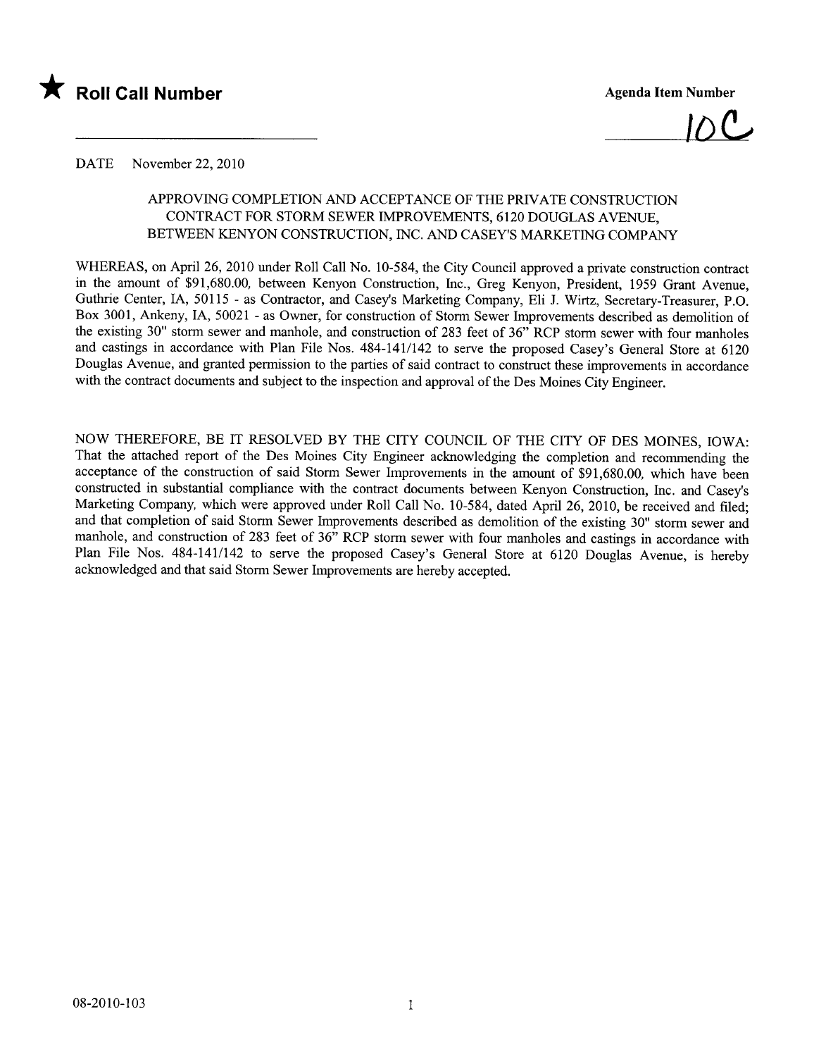★ **Roll Call Number**

**Agenda Item Number**

10C

DATE November 22, 2010

### APPROVING COMPLETION AND ACCEPTANCE OF THE PRIVATE CONSTRUCTION CONTRACT FOR STORM SEWER IMPROVEMENTS, 6120 DOUGLAS AVENUE, BETWEEN KENYON CONSTRUCTION, INC. AND CASEY'S MARKETING COMPANY

WHEREAS, on April 26, 2010 under Roll Call No. 10-584, the City Council approved a private construction contract in the amount of $91,680.00, between Kenyon Construction, Inc., Greg Kenyon, President, 1959 Grant Avenue, Guthrie Center, IA, 50115 - as Contractor, and Casey's Marketing Company, Eli J. Wirtz, Secretary-Treasurer, P.O. Box 3001, Ankeny, IA, 50021 - as Owner, for construction of Storm Sewer Improvements described as demolition of the existing 30" storm sewer and manhole, and construction of 283 feet of 36" RCP storm sewer with four manholes and castings in accordance with Plan File Nos. 484-141/142 to serve the proposed Casey's General Store at 6120 Douglas Avenue, and granted permission to the parties of said contract to construct these improvements in accordance with the contract documents and subject to the inspection and approval of the Des Moines City Engineer.

NOW THEREFORE, BE IT RESOLVED BY THE CITY COUNCIL OF THE CITY OF DES MOINES, IOWA: That the attached report of the Des Moines City Engineer acknowledging the completion and recommending the acceptance of the construction of said Storm Sewer Improvements in the amount of $91,680.00, which have been constructed in substantial compliance with the contract documents between Kenyon Construction, Inc. and Casey's Marketing Company, which were approved under Roll Call No. 10-584, dated April 26, 2010, be received and filed; and that completion of said Storm Sewer Improvements described as demolition of the existing 30" storm sewer and manhole, and construction of 283 feet of 36" RCP storm sewer with four manholes and castings in accordance with Plan File Nos. 484-141/142 to serve the proposed Casey's General Store at 6120 Douglas Avenue, is hereby acknowledged and that said Storm Sewer Improvements are hereby accepted.

08-2010-103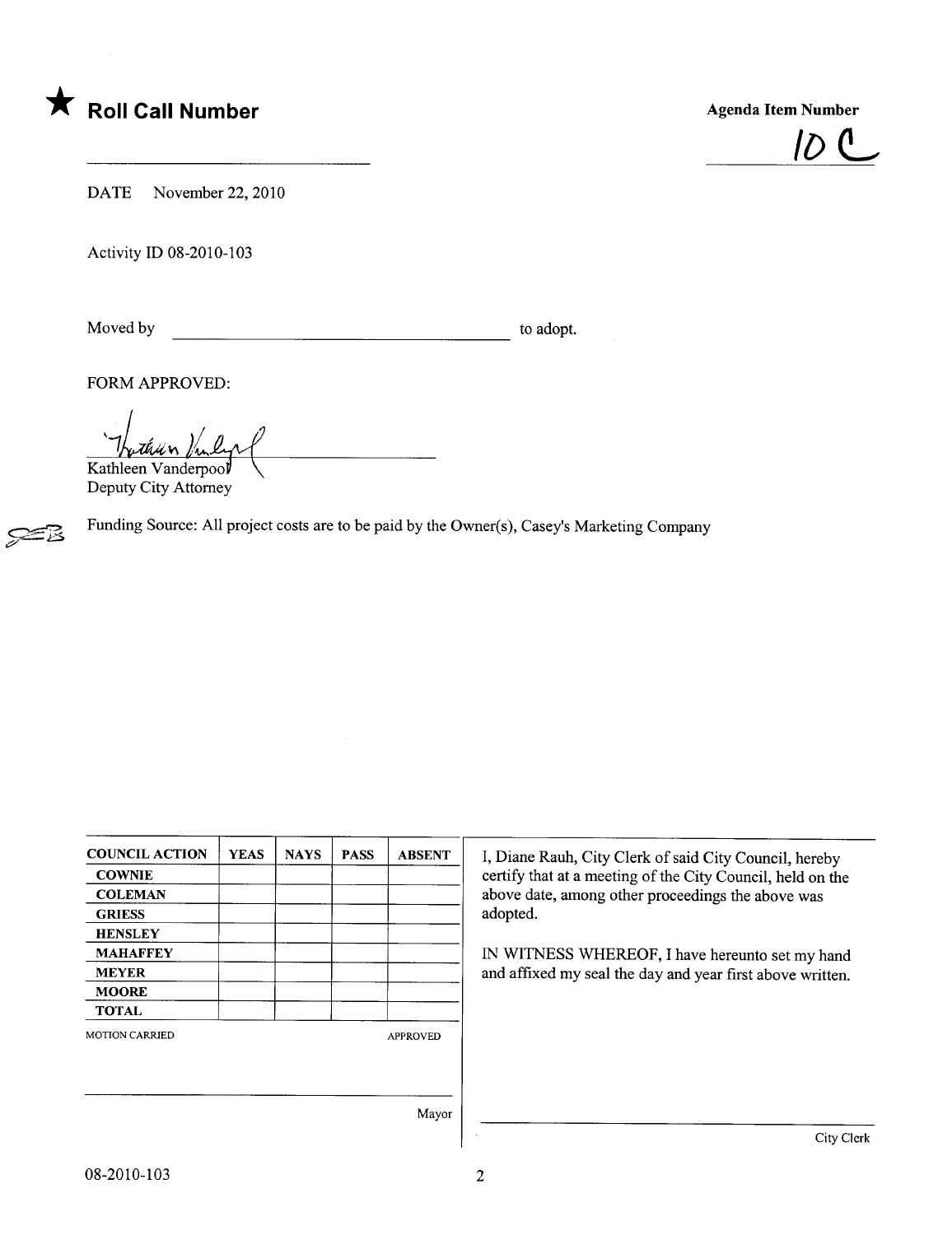★ **Roll Call Number**

_______________

**Agenda Item Number**

10 C

DATE November 22, 2010

Activity ID 08-2010-103

Moved by _______________ to adopt.

FORM APPROVED:

Kathleen Vanderpool
Deputy City Attorney

Funding Source: All project costs are to be paid by the Owner(s), Casey's Marketing Company

| COUNCIL ACTION | YEAS | NAYS | PASS | ABSENT |
|---|---|---|---|---|
| COWNIE | | | | |
| COLEMAN | | | | |
| GRIESS | | | | |
| HENSLEY | | | | |
| MAHAFFEY | | | | |
| MEYER | | | | |
| MOORE | | | | |
| TOTAL | | | | |

MOTION CARRIED APPROVED

_______________
Mayor

I, Diane Rauh, City Clerk of said City Council, hereby certify that at a meeting of the City Council, held on the above date, among other proceedings the above was adopted.

IN WITNESS WHEREOF, I have hereunto set my hand and affixed my seal the day and year first above written.

_______________
City Clerk

08-2010-103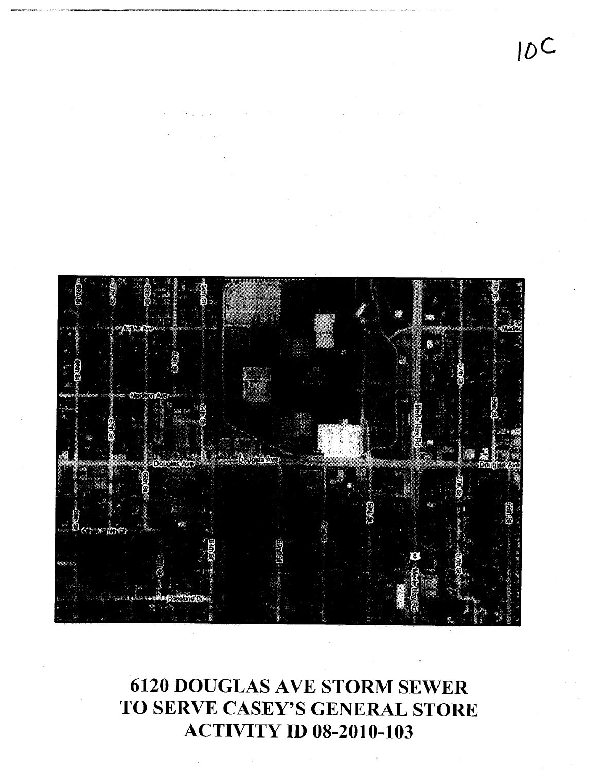10C

# 6120 DOUGLAS AVE STORM SEWER
# TO SERVE CASEY'S GENERAL STORE
# ACTIVITY ID 08-2010-103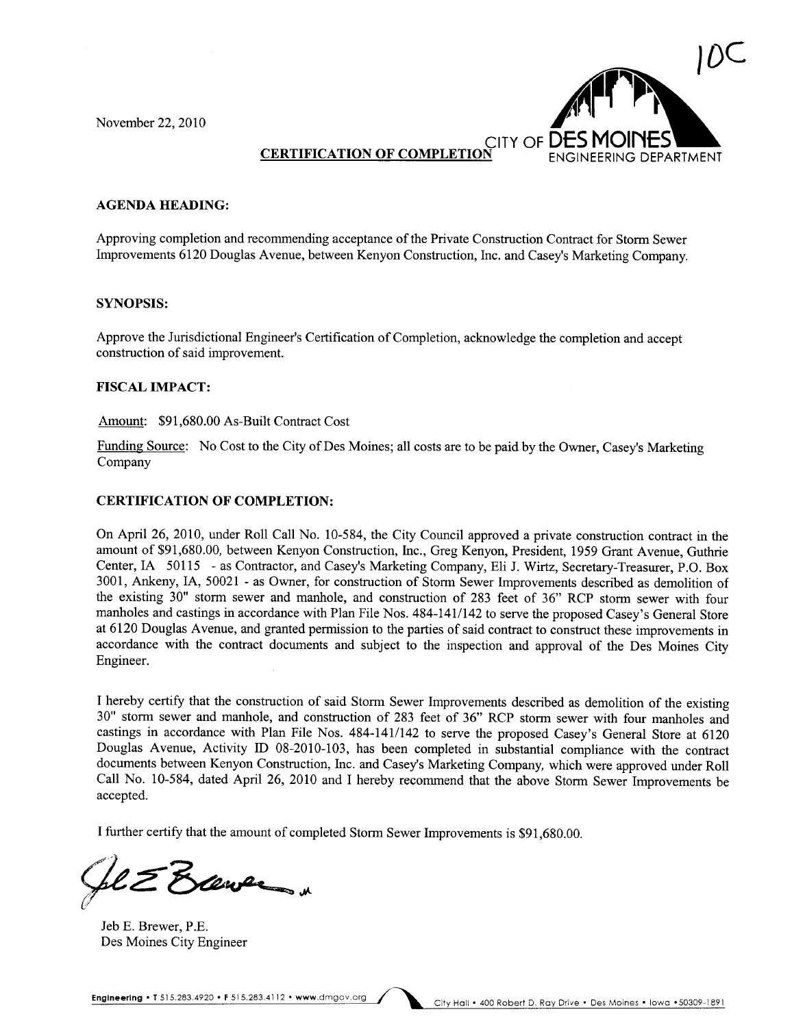10C

November 22, 2010

CITY OF DES MOINES
ENGINEERING DEPARTMENT

**CERTIFICATION OF COMPLETION**

**AGENDA HEADING:**

Approving completion and recommending acceptance of the Private Construction Contract for Storm Sewer Improvements 6120 Douglas Avenue, between Kenyon Construction, Inc. and Casey's Marketing Company.

**SYNOPSIS:**

Approve the Jurisdictional Engineer's Certification of Completion, acknowledge the completion and accept construction of said improvement.

**FISCAL IMPACT:**

Amount: $91,680.00 As-Built Contract Cost

Funding Source: No Cost to the City of Des Moines; all costs are to be paid by the Owner, Casey's Marketing Company

**CERTIFICATION OF COMPLETION:**

On April 26, 2010, under Roll Call No. 10-584, the City Council approved a private construction contract in the amount of $91,680.00, between Kenyon Construction, Inc., Greg Kenyon, President, 1959 Grant Avenue, Guthrie Center, IA 50115 - as Contractor, and Casey's Marketing Company, Eli J. Wirtz, Secretary-Treasurer, P.O. Box 3001, Ankeny, IA, 50021 - as Owner, for construction of Storm Sewer Improvements described as demolition of the existing 30" storm sewer and manhole, and construction of 283 feet of 36" RCP storm sewer with four manholes and castings in accordance with Plan File Nos. 484-141/142 to serve the proposed Casey's General Store at 6120 Douglas Avenue, and granted permission to the parties of said contract to construct these improvements in accordance with the contract documents and subject to the inspection and approval of the Des Moines City Engineer.

I hereby certify that the construction of said Storm Sewer Improvements described as demolition of the existing 30" storm sewer and manhole, and construction of 283 feet of 36" RCP storm sewer with four manholes and castings in accordance with Plan File Nos. 484-141/142 to serve the proposed Casey's General Store at 6120 Douglas Avenue, Activity ID 08-2010-103, has been completed in substantial compliance with the contract documents between Kenyon Construction, Inc. and Casey's Marketing Company, which were approved under Roll Call No. 10-584, dated April 26, 2010 and I hereby recommend that the above Storm Sewer Improvements be accepted.

I further certify that the amount of completed Storm Sewer Improvements is $91,680.00.

Jeb E. Brewer, P.E.
Des Moines City Engineer

Engineering • T 515.283.4920 • F 515.283.4112 • www.dmgov.org    City Hall • 400 Robert D. Ray Drive • Des Moines • Iowa • 50309-1891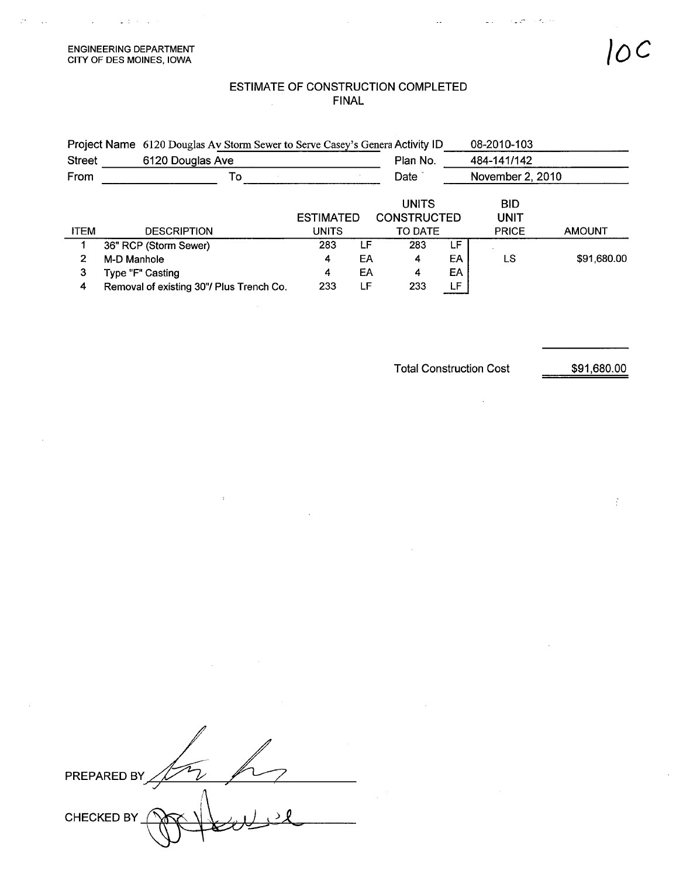ENGINEERING DEPARTMENT
CITY OF DES MOINES, IOWA

10C

# ESTIMATE OF CONSTRUCTION COMPLETED
## FINAL

| | | | |
|---|---|---|---|
| Project Name | 6120 Douglas Av Storm Sewer to Serve Casey's Genera | Activity ID | 08-2010-103 |
| Street | 6120 Douglas Ave | Plan No. | 484-141/142 |
| From | To | Date | November 2, 2010 |

| ITEM | DESCRIPTION | ESTIMATED UNITS | | UNITS CONSTRUCTED TO DATE | | BID UNIT PRICE | AMOUNT |
|---|---|---|---|---|---|---|---|
| 1 | 36" RCP (Storm Sewer) | 283 | LF | 283 | LF | | |
| 2 | M-D Manhole | 4 | EA | 4 | EA | LS | $91,680.00 |
| 3 | Type "F" Casting | 4 | EA | 4 | EA | | |
| 4 | Removal of existing 30"/ Plus Trench Co. | 233 | LF | 233 | LF | | |

Total Construction Cost $91,680.00

PREPARED BY ____________________

CHECKED BY ____________________